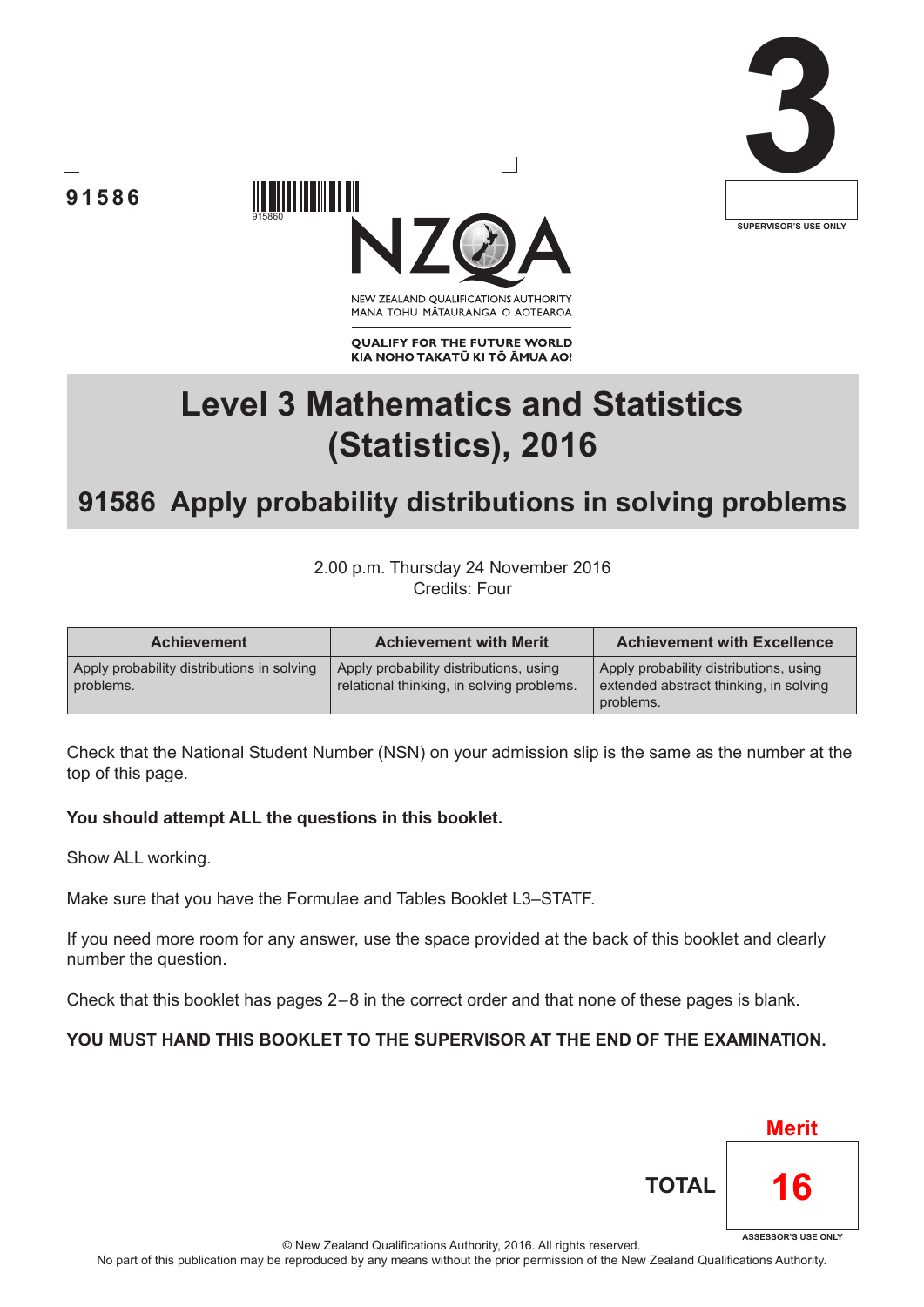91586

915860

NEW ZEALAND QUALIFICATIONS AUTHORITY
MANA TOHU MĀTAURANGA O AOTEAROA

QUALIFY FOR THE FUTURE WORLD
KIA NOHO TAKATŪ KI TŌ ĀMUA AO!

3

SUPERVISOR'S USE ONLY

# Level 3 Mathematics and Statistics (Statistics), 2016

## 91586 Apply probability distributions in solving problems

2.00 p.m. Thursday 24 November 2016
Credits: Four

| Achievement | Achievement with Merit | Achievement with Excellence |
|---|---|---|
| Apply probability distributions in solving problems. | Apply probability distributions, using relational thinking, in solving problems. | Apply probability distributions, using extended abstract thinking, in solving problems. |

Check that the National Student Number (NSN) on your admission slip is the same as the number at the top of this page.

**You should attempt ALL the questions in this booklet.**

Show ALL working.

Make sure that you have the Formulae and Tables Booklet L3–STATF.

If you need more room for any answer, use the space provided at the back of this booklet and clearly number the question.

Check that this booklet has pages 2–8 in the correct order and that none of these pages is blank.

**YOU MUST HAND THIS BOOKLET TO THE SUPERVISOR AT THE END OF THE EXAMINATION.**

Merit

TOTAL 16

ASSESSOR'S USE ONLY

© New Zealand Qualifications Authority, 2016. All rights reserved.
No part of this publication may be reproduced by any means without the prior permission of the New Zealand Qualifications Authority.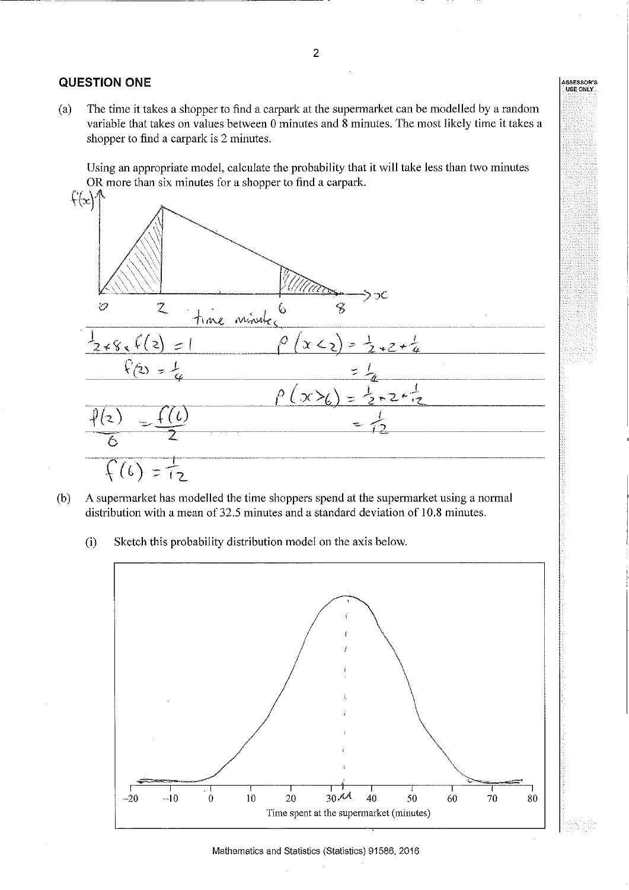## QUESTION ONE

(a) The time it takes a shopper to find a carpark at the supermarket can be modelled by a random variable that takes on values between 0 minutes and 8 minutes. The most likely time it takes a shopper to find a carpark is 2 minutes.

Using an appropriate model, calculate the probability that it will take less than two minutes OR more than six minutes for a shopper to find a carpark.

$\frac{1}{2} \times 8 \times f(2) = 1$

$f(2) = \frac{1}{4}$

$\frac{f(2)}{6} = \frac{f(6)}{2}$

$f(6) = \frac{1}{12}$

$P(x < 2) = \frac{1}{2} \times 2 \times \frac{1}{4}$

$= \frac{1}{4}$

$P(x > 6) = \frac{1}{2} \times 2 \times \frac{1}{12}$

$= \frac{1}{12}$

(b) A supermarket has modelled the time shoppers spend at the supermarket using a normal distribution with a mean of 32.5 minutes and a standard deviation of 10.8 minutes.

(i) Sketch this probability distribution model on the axis below.

Time spent at the supermarket (minutes)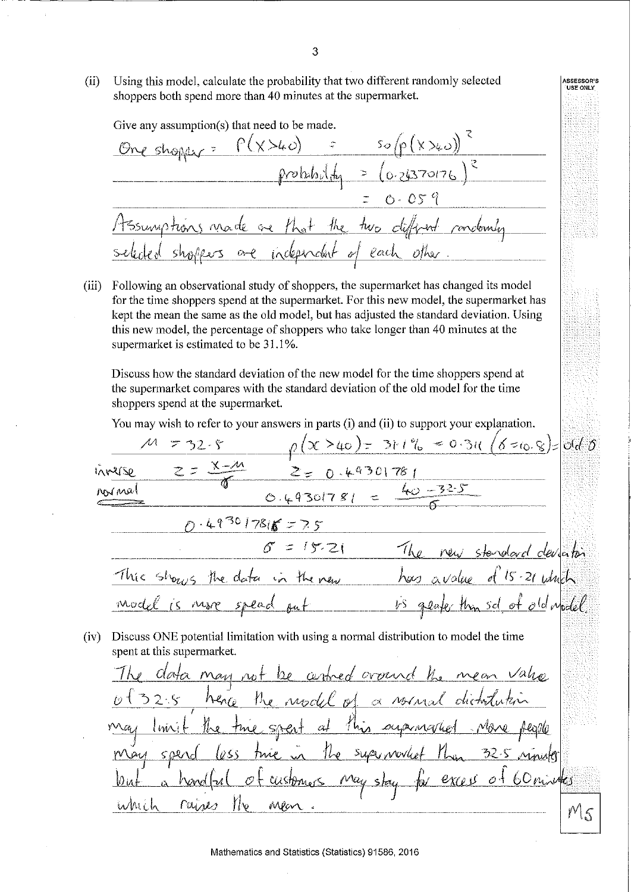(ii) Using this model, calculate the probability that two different randomly selected shoppers both spend more than 40 minutes at the supermarket.

Give any assumption(s) that need to be made.

One shopper = $P(X>40)$ = so $(p(X>40))^2$

probability $= (0.24370176)^2$

$= 0.059$

Assumptions made are that the two different randomly selected shoppers are independent of each other.

(iii) Following an observational study of shoppers, the supermarket has changed its model for the time shoppers spend at the supermarket. For this new model, the supermarket has kept the mean the same as the old model, but has adjusted the standard deviation. Using this new model, the percentage of shoppers who take longer than 40 minutes at the supermarket is estimated to be 31.1%.

Discuss how the standard deviation of the new model for the time shoppers spend at the supermarket compares with the standard deviation of the old model for the time shoppers spend at the supermarket.

You may wish to refer to your answers in parts (i) and (ii) to support your explanation.

$\mu = 32.5$ $\quad p(x>40) = 31.1\% = 0.311$ $(\sigma = 10.8) =$ old $\sigma$

inverse normal $\quad z = \frac{x-\mu}{\sigma}$ $\quad z = 0.49301781$

$0.49301781 = \frac{40-32.5}{\sigma}$

$0.49301781\sigma = 7.5$

$\sigma = 15.21$ $\quad$ The new standard deviation has a value of 15.21 which is greater than sd of old model.

This shows the data in the new model is more spread out

(iv) Discuss ONE potential limitation with using a normal distribution to model the time spent at this supermarket.

The data may not be centred around the mean value of 32.5 hence the model of a normal distribution may limit the time spent at this supermarket. More people may spend less time in the supermarket than 32.5 minutes but a handful of customers may stay for excess of 60 minutes which raises the mean.

M5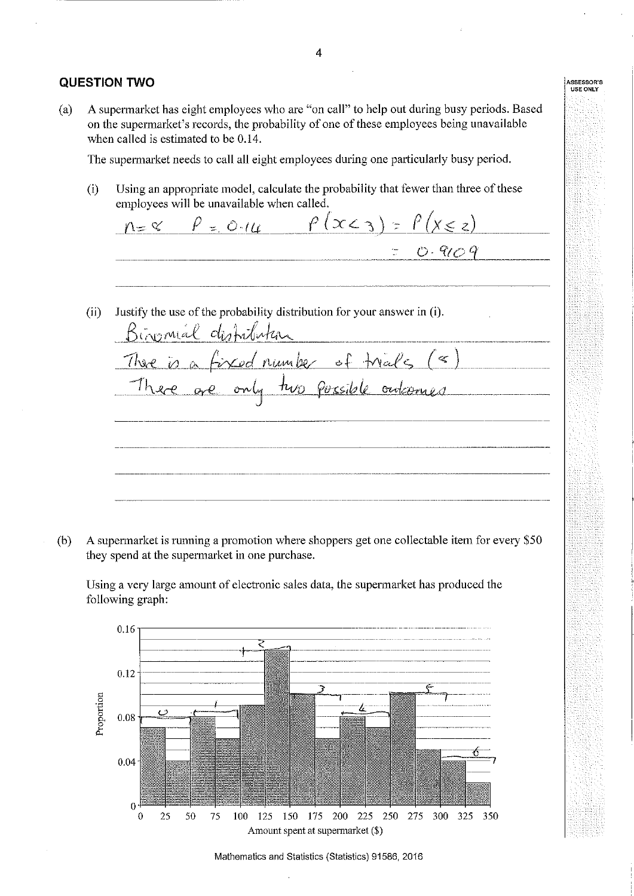## QUESTION TWO

(a) A supermarket has eight employees who are "on call" to help out during busy periods. Based on the supermarket's records, the probability of one of these employees being unavailable when called is estimated to be 0.14.

The supermarket needs to call all eight employees during one particularly busy period.

(i) Using an appropriate model, calculate the probability that fewer than three of these employees will be unavailable when called.

$n = 8 \quad P = 0.14 \quad P(x < 3) = P(X \leq 2)$

$= 0.9109$

(ii) Justify the use of the probability distribution for your answer in (i).

Binomial distribution

There is a fixed number of trials (8)

There are only two possible outcomes

(b) A supermarket is running a promotion where shoppers get one collectable item for every \$50 they spend at the supermarket in one purchase.

Using a very large amount of electronic sales data, the supermarket has produced the following graph:

| Amount spent at supermarket (\$) | Proportion |
|---|---|
| 0–25 | 0.07 |
| 25–50 | 0.04 |
| 50–75 | 0.08 |
| 75–100 | 0.06 |
| 100–125 | 0.09 |
| 125–150 | 0.14 |
| 150–175 | 0.10 |
| 175–200 | 0.06 |
| 200–225 | 0.08 |
| 225–250 | 0.07 |
| 250–275 | 0.10 |
| 275–300 | 0.05 |
| 300–325 | 0.04 |
| 325–350 | 0.02 |

(Handwritten annotations on graph: 0, 1, 2, 3, 4, 5, 6 marking \$50 intervals)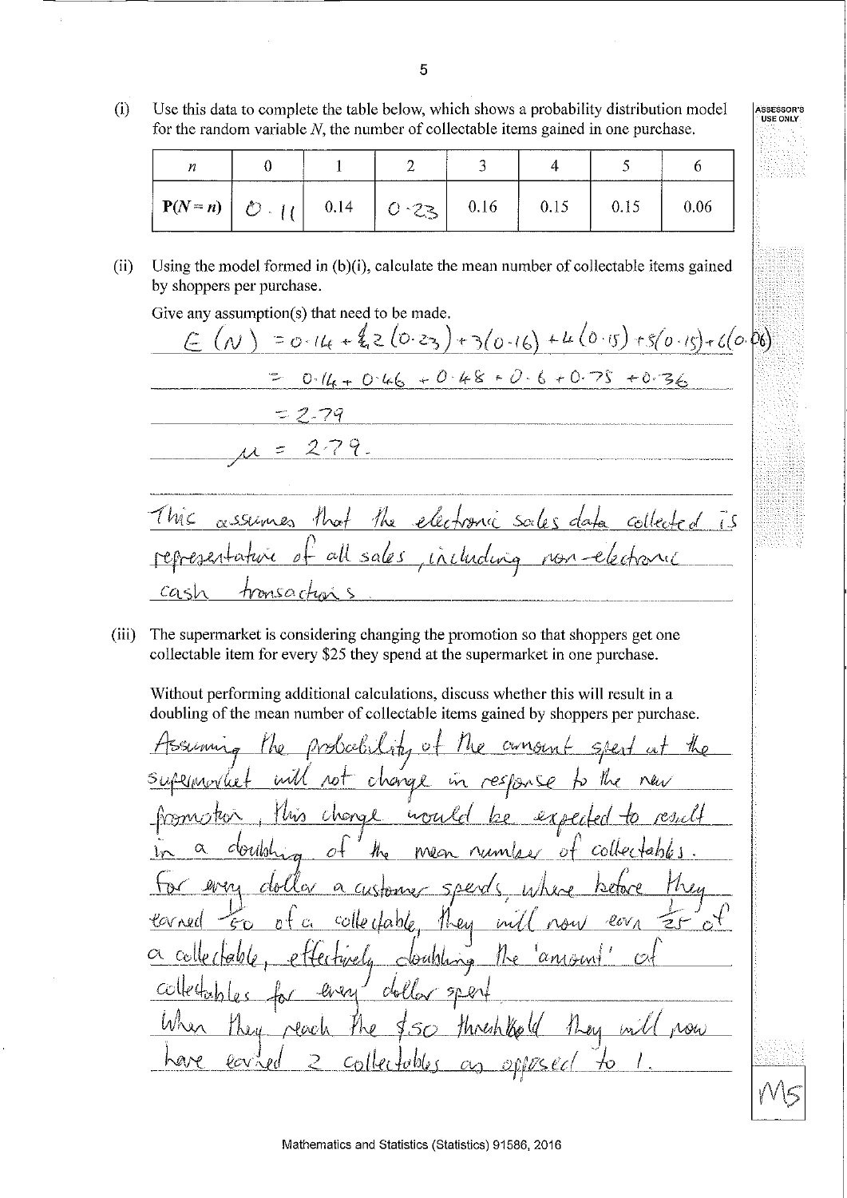(i) Use this data to complete the table below, which shows a probability distribution model for the random variable $N$, the number of collectable items gained in one purchase.

| $n$ | 0 | 1 | 2 | 3 | 4 | 5 | 6 |
|---|---|---|---|---|---|---|---|
| $P(N = n)$ | 0.11 | 0.14 | 0.23 | 0.16 | 0.15 | 0.15 | 0.06 |

(ii) Using the model formed in (b)(i), calculate the mean number of collectable items gained by shoppers per purchase.

Give any assumption(s) that need to be made.

$E(N) = 0.14 + 2(0.23) + 3(0.16) + 4(0.15) + 5(0.15) + 6(0.06)$

$= 0.14 + 0.46 + 0.48 + 0.6 + 0.75 + 0.36$

$= 2.79$

$\mu = 2.79.$

This assumes that the electronic sales data collected is representative of all sales, including non-electronic cash transactions.

(iii) The supermarket is considering changing the promotion so that shoppers get one collectable item for every \$25 they spend at the supermarket in one purchase.

Without performing additional calculations, discuss whether this will result in a doubling of the mean number of collectable items gained by shoppers per purchase.

Assuming the probability of the amount spent at the supermarket will not change in response to the new promotion, this change would be expected to result in a doubling of the mean number of collectables. For every dollar a customer spends, where before they earned $\frac{1}{50}$ of a collectable, they will now earn $\frac{1}{25}$ of a collectable, effectively doubling the 'amount' of collectables for every dollar spent.
When they reach the \$50 threshold they will now have earned 2 collectables as opposed to 1.

M5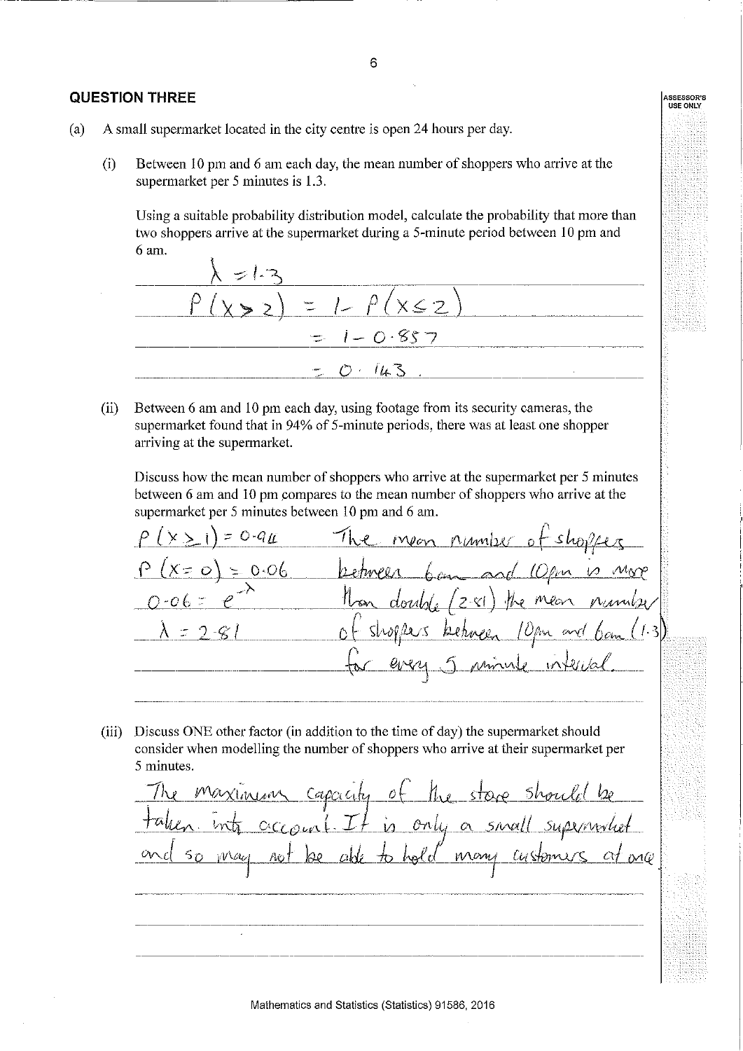## QUESTION THREE

(a) A small supermarket located in the city centre is open 24 hours per day.

(i) Between 10 pm and 6 am each day, the mean number of shoppers who arrive at the supermarket per 5 minutes is 1.3.

Using a suitable probability distribution model, calculate the probability that more than two shoppers arrive at the supermarket during a 5-minute period between 10 pm and 6 am.

$\lambda = 1.3$

$P(X > 2) = 1 - P(X \leq 2)$

$= 1 - 0.857$

$= 0.143$.

(ii) Between 6 am and 10 pm each day, using footage from its security cameras, the supermarket found that in 94% of 5-minute periods, there was at least one shopper arriving at the supermarket.

Discuss how the mean number of shoppers who arrive at the supermarket per 5 minutes between 6 am and 10 pm compares to the mean number of shoppers who arrive at the supermarket per 5 minutes between 10 pm and 6 am.

$P(X \geq 1) = 0.94$

$P(X = 0) = 0.06$

$0.06 = e^{-\lambda}$

$\lambda = 2.81$

The mean number of shoppers between 6am and 10pm is more than double (2.81) the mean number of shoppers between 10pm and 6am (1.3) for every 5 minute interval.

(iii) Discuss ONE other factor (in addition to the time of day) the supermarket should consider when modelling the number of shoppers who arrive at their supermarket per 5 minutes.

The maximum capacity of the store should be taken into account. It is only a small supermarket and so may not be able to hold many customers at once.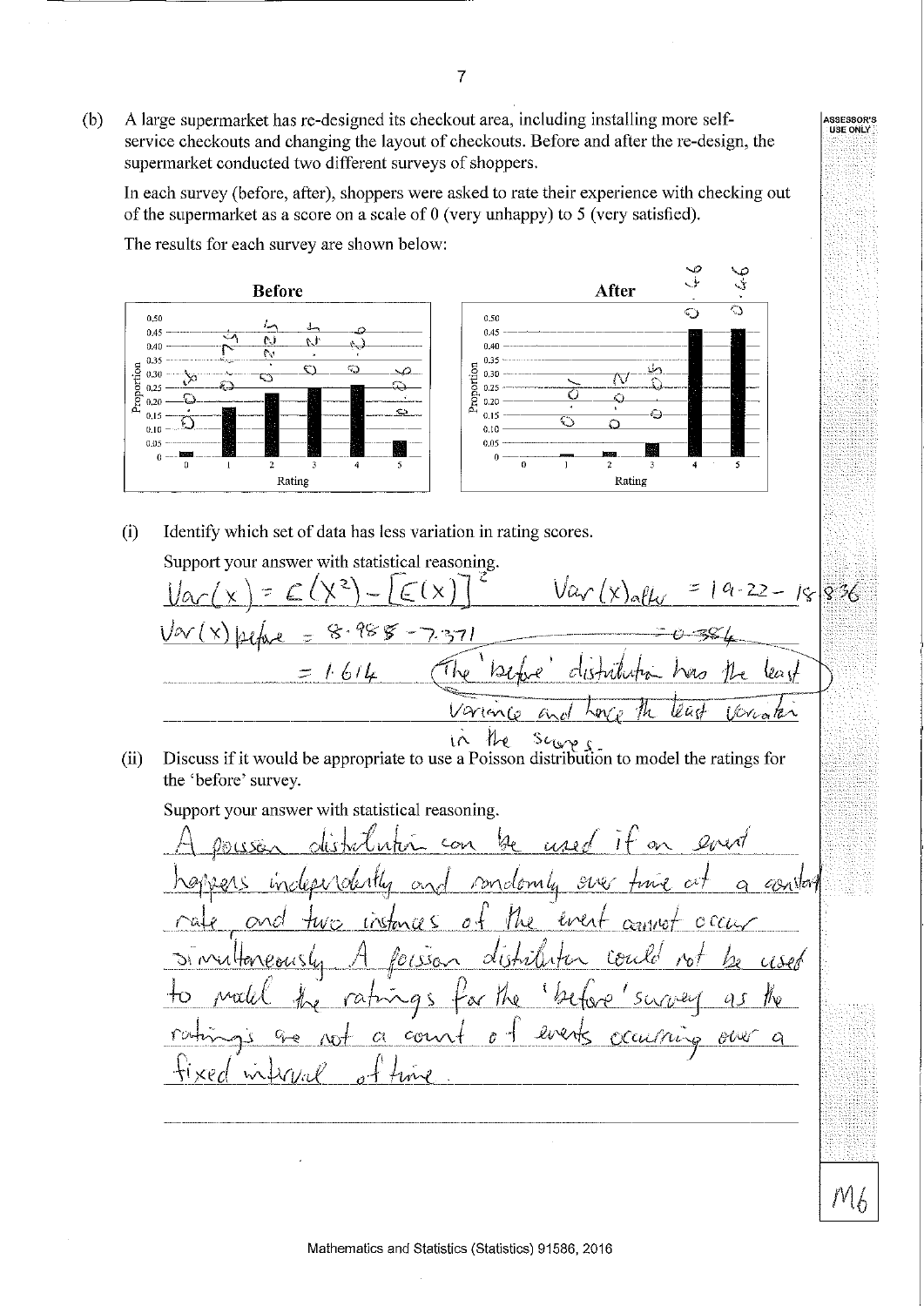(b) A large supermarket has re-designed its checkout area, including installing more self-service checkouts and changing the layout of checkouts. Before and after the re-design, the supermarket conducted two different surveys of shoppers.

In each survey (before, after), shoppers were asked to rate their experience with checking out of the supermarket as a score on a scale of 0 (very unhappy) to 5 (very satisfied).

The results for each survey are shown below:

**Before**

| Rating | 0 | 1 | 2 | 3 | 4 | 5 |
|---|---|---|---|---|---|---|

**After**

| Rating | 0 | 1 | 2 | 3 | 4 | 5 |
|---|---|---|---|---|---|---|

(i) Identify which set of data has less variation in rating scores.

Support your answer with statistical reasoning.

$Var(x) = E(X^2) - [E(x)]^2$ $\quad Var(x)_{after} = 19.22 - 18.836$

$Var(x)_{before} = 8.985 - 7.371 \qquad = 0.384$

$= 1.614$ The 'before' distribution has the least variance and hence the least variation in the scores.

(ii) Discuss if it would be appropriate to use a Poisson distribution to model the ratings for the 'before' survey.

Support your answer with statistical reasoning.

A poisson distribution can be used if an event happens independently and randomly over time at a constant rate and two instances of the event cannot occur simultaneously. A poisson distribution could not be used to model the ratings for the 'before' survey as the ratings are not a count of events occurring over a fixed interval of time.

M6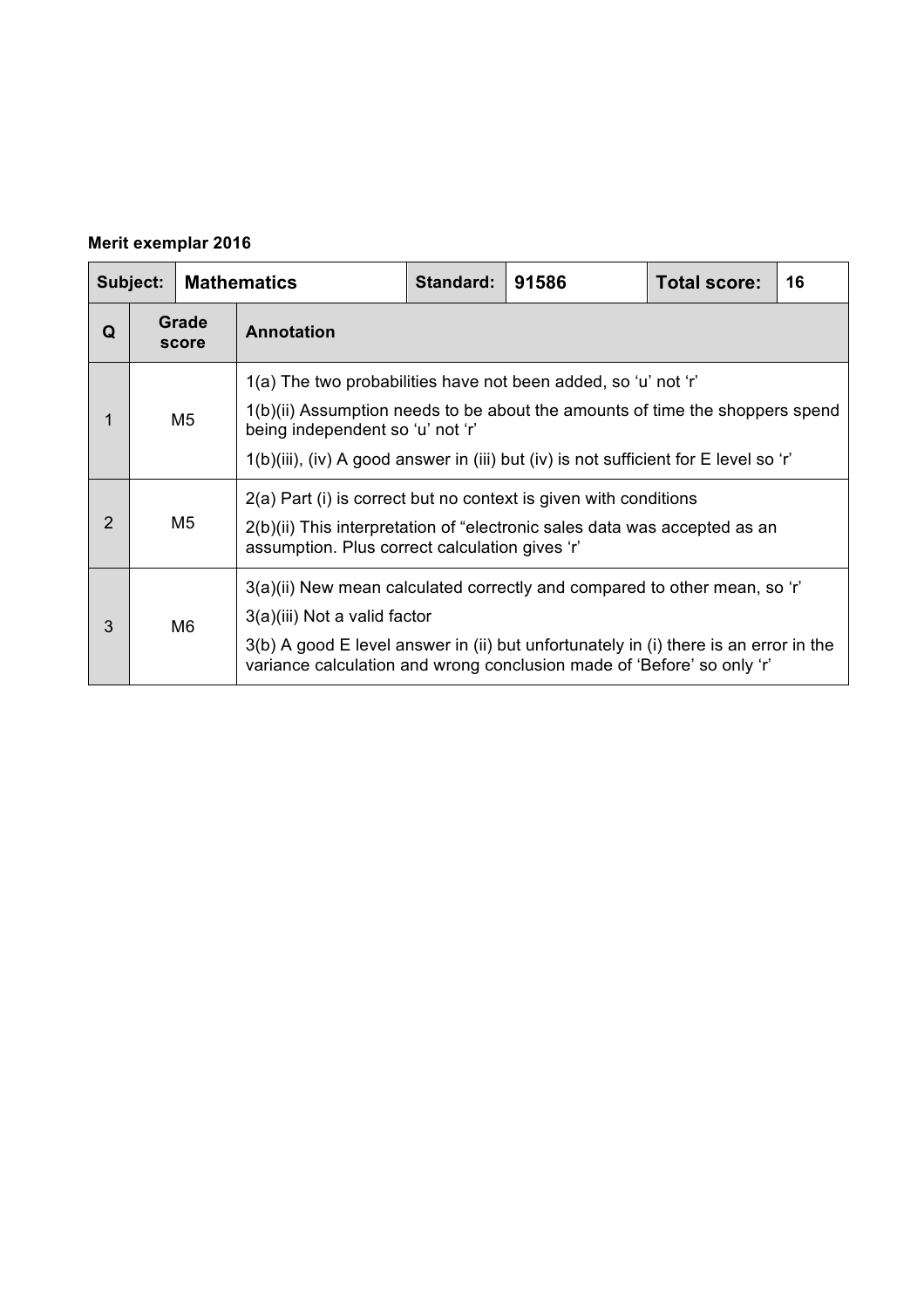**Merit exemplar 2016**

| Subject: | Mathematics | Standard: | 91586 | Total score: | 16 |
|---|---|---|---|---|---|
| **Q** | **Grade score** | **Annotation** | | | |
| 1 | M5 | 1(a) The two probabilities have not been added, so 'u' not 'r'<br>1(b)(ii) Assumption needs to be about the amounts of time the shoppers spend being independent so 'u' not 'r'<br>1(b)(iii), (iv) A good answer in (iii) but (iv) is not sufficient for E level so 'r' | | | |
| 2 | M5 | 2(a) Part (i) is correct but no context is given with conditions<br>2(b)(ii) This interpretation of "electronic sales data was accepted as an assumption. Plus correct calculation gives 'r' | | | |
| 3 | M6 | 3(a)(ii) New mean calculated correctly and compared to other mean, so 'r'<br>3(a)(iii) Not a valid factor<br>3(b) A good E level answer in (ii) but unfortunately in (i) there is an error in the variance calculation and wrong conclusion made of 'Before' so only 'r' | | | |